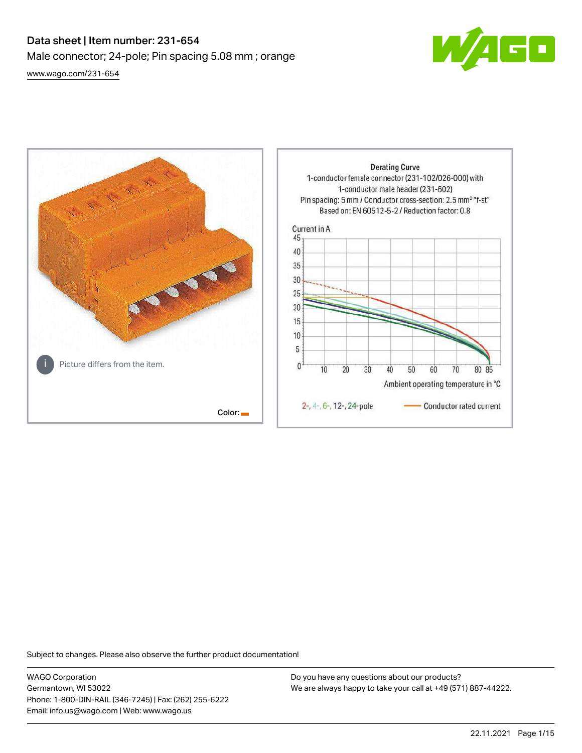# Data sheet | Item number: 231-654

Male connector; 24-pole; Pin spacing 5.08 mm ; orange

www.wago.com/231-654

Picture differs from the item.

Color:

Derating Curve
1-conductor female connector (231-102/026-000) with 1-conductor male header (231-602)
Pin spacing: 5 mm / Conductor cross-section: 2.5 mm² "f-st"
Based on: EN 60512-5-2 / Reduction factor: 0.8

Current in A

Ambient operating temperature in °C

2-, 4-, 6-, 12-, 24-pole — Conductor rated current

Subject to changes. Please also observe the further product documentation!

WAGO Corporation
Germantown, WI 53022
Phone: 1-800-DIN-RAIL (346-7245) | Fax: (262) 255-6222
Email: info.us@wago.com | Web: www.wago.us

Do you have any questions about our products?
We are always happy to take your call at +49 (571) 887-44222.

22.11.2021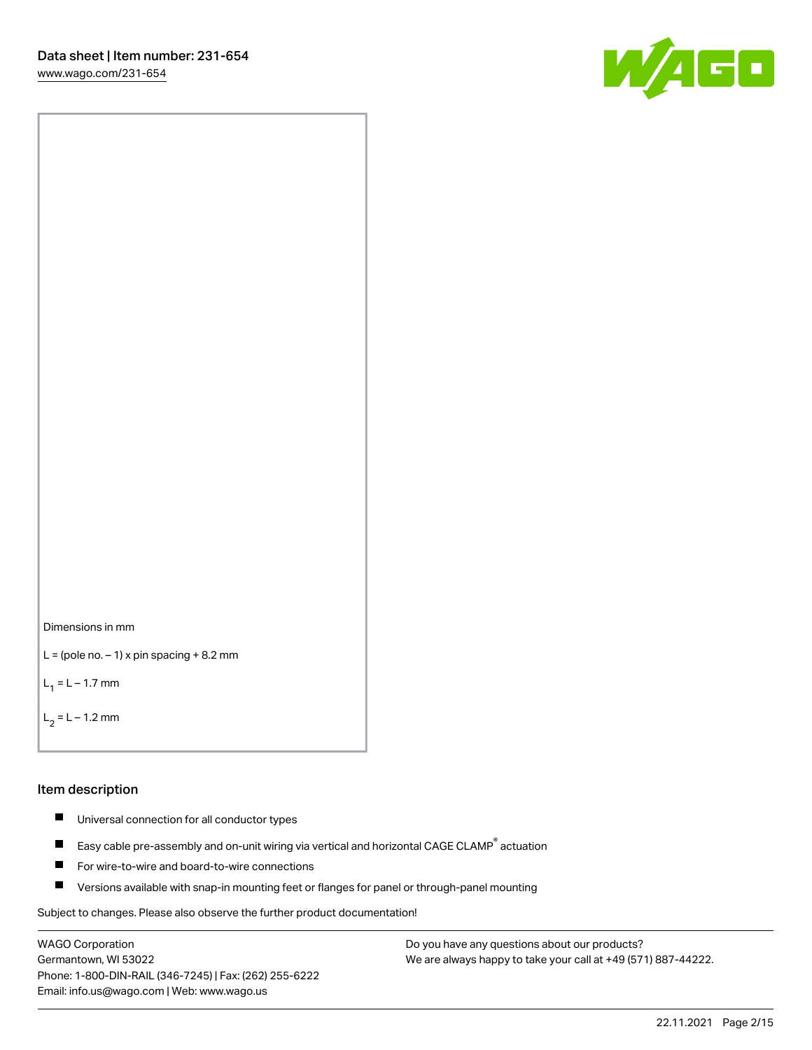Dimensions in mm

L = (pole no. – 1) x pin spacing + 8.2 mm

$L_1$ = L – 1.7 mm

$L_2$ = L – 1.2 mm

## Item description

- Universal connection for all conductor types
- Easy cable pre-assembly and on-unit wiring via vertical and horizontal CAGE CLAMP® actuation
- For wire-to-wire and board-to-wire connections
- Versions available with snap-in mounting feet or flanges for panel or through-panel mounting

Subject to changes. Please also observe the further product documentation!

WAGO Corporation
Germantown, WI 53022
Phone: 1-800-DIN-RAIL (346-7245) | Fax: (262) 255-6222
Email: info.us@wago.com | Web: www.wago.us

Do you have any questions about our products?
We are always happy to take your call at +49 (571) 887-44222.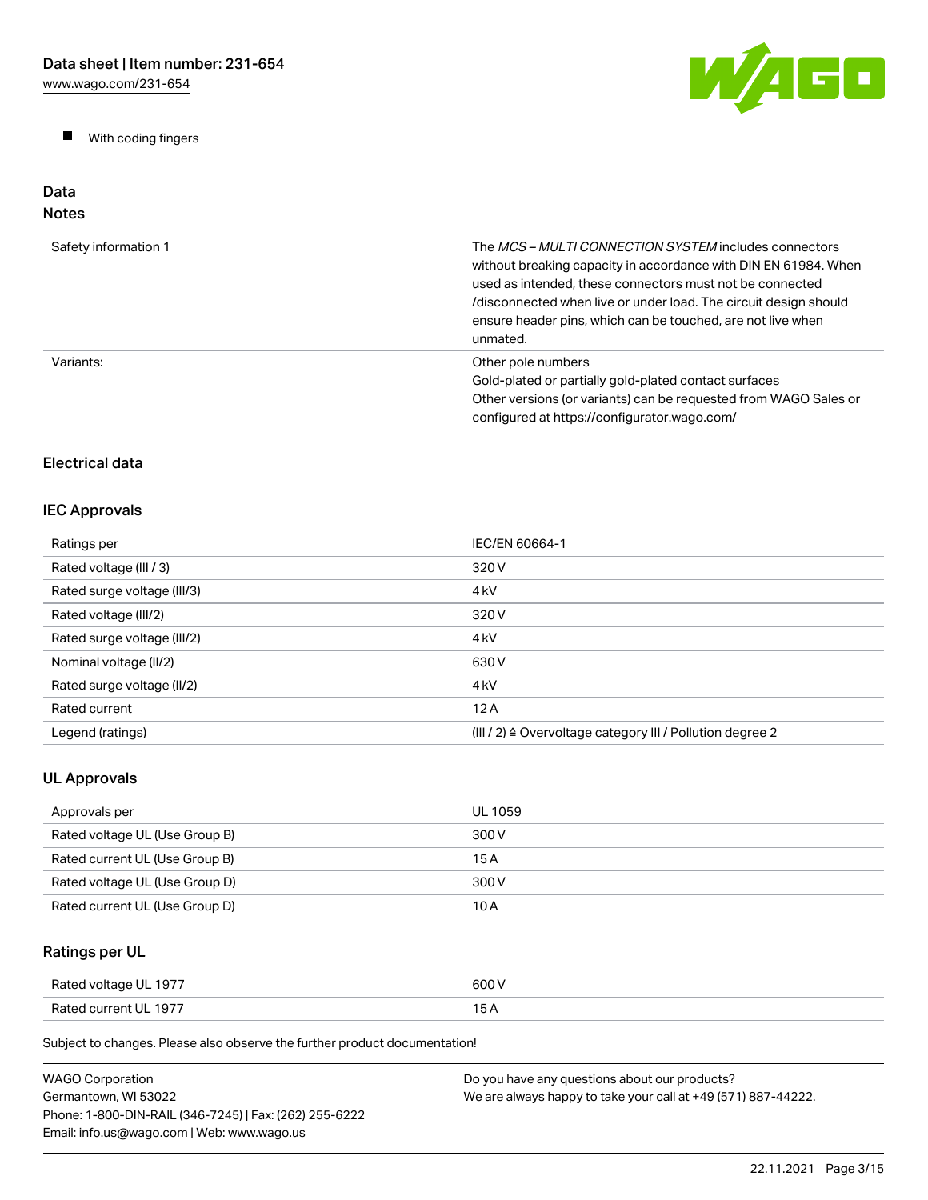- With coding fingers

## Data
### Notes

| | |
|---|---|
| Safety information 1 | The *MCS – MULTI CONNECTION SYSTEM* includes connectors without breaking capacity in accordance with DIN EN 61984. When used as intended, these connectors must not be connected /disconnected when live or under load. The circuit design should ensure header pins, which can be touched, are not live when unmated. |
| Variants: | Other pole numbers<br>Gold-plated or partially gold-plated contact surfaces<br>Other versions (or variants) can be requested from WAGO Sales or configured at https://configurator.wago.com/ |

### Electrical data

### IEC Approvals

| | |
|---|---|
| Ratings per | IEC/EN 60664-1 |
| Rated voltage (III / 3) | 320 V |
| Rated surge voltage (III/3) | 4 kV |
| Rated voltage (III/2) | 320 V |
| Rated surge voltage (III/2) | 4 kV |
| Nominal voltage (II/2) | 630 V |
| Rated surge voltage (II/2) | 4 kV |
| Rated current | 12 A |
| Legend (ratings) | (III / 2) ≙ Overvoltage category III / Pollution degree 2 |

### UL Approvals

| | |
|---|---|
| Approvals per | UL 1059 |
| Rated voltage UL (Use Group B) | 300 V |
| Rated current UL (Use Group B) | 15 A |
| Rated voltage UL (Use Group D) | 300 V |
| Rated current UL (Use Group D) | 10 A |

### Ratings per UL

| | |
|---|---|
| Rated voltage UL 1977 | 600 V |
| Rated current UL 1977 | 15 A |

Subject to changes. Please also observe the further product documentation!

WAGO Corporation
Germantown, WI 53022
Phone: 1-800-DIN-RAIL (346-7245) | Fax: (262) 255-6222
Email: info.us@wago.com | Web: www.wago.us

Do you have any questions about our products?
We are always happy to take your call at +49 (571) 887-44222.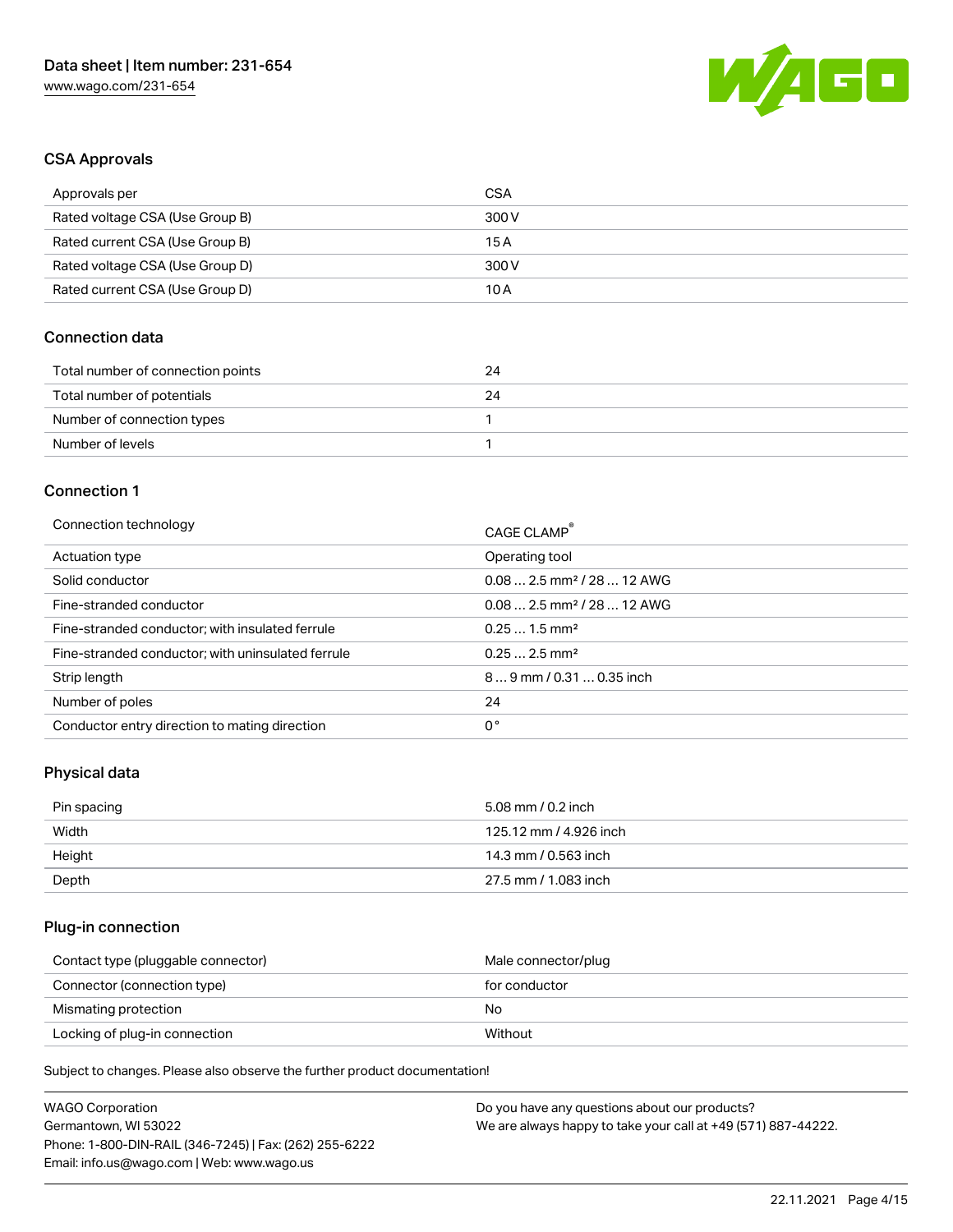## CSA Approvals

| Approvals per | CSA |
| --- | --- |
| Rated voltage CSA (Use Group B) | 300 V |
| Rated current CSA (Use Group B) | 15 A |
| Rated voltage CSA (Use Group D) | 300 V |
| Rated current CSA (Use Group D) | 10 A |

## Connection data

| Total number of connection points | 24 |
| --- | --- |
| Total number of potentials | 24 |
| Number of connection types | 1 |
| Number of levels | 1 |

## Connection 1

| Connection technology | CAGE CLAMP® |
| --- | --- |
| Actuation type | Operating tool |
| Solid conductor | 0.08 … 2.5 mm² / 28 … 12 AWG |
| Fine-stranded conductor | 0.08 … 2.5 mm² / 28 … 12 AWG |
| Fine-stranded conductor; with insulated ferrule | 0.25 … 1.5 mm² |
| Fine-stranded conductor; with uninsulated ferrule | 0.25 … 2.5 mm² |
| Strip length | 8 … 9 mm / 0.31 … 0.35 inch |
| Number of poles | 24 |
| Conductor entry direction to mating direction | 0 ° |

## Physical data

| Pin spacing | 5.08 mm / 0.2 inch |
| --- | --- |
| Width | 125.12 mm / 4.926 inch |
| Height | 14.3 mm / 0.563 inch |
| Depth | 27.5 mm / 1.083 inch |

## Plug-in connection

| Contact type (pluggable connector) | Male connector/plug |
| --- | --- |
| Connector (connection type) | for conductor |
| Mismating protection | No |
| Locking of plug-in connection | Without |

Subject to changes. Please also observe the further product documentation!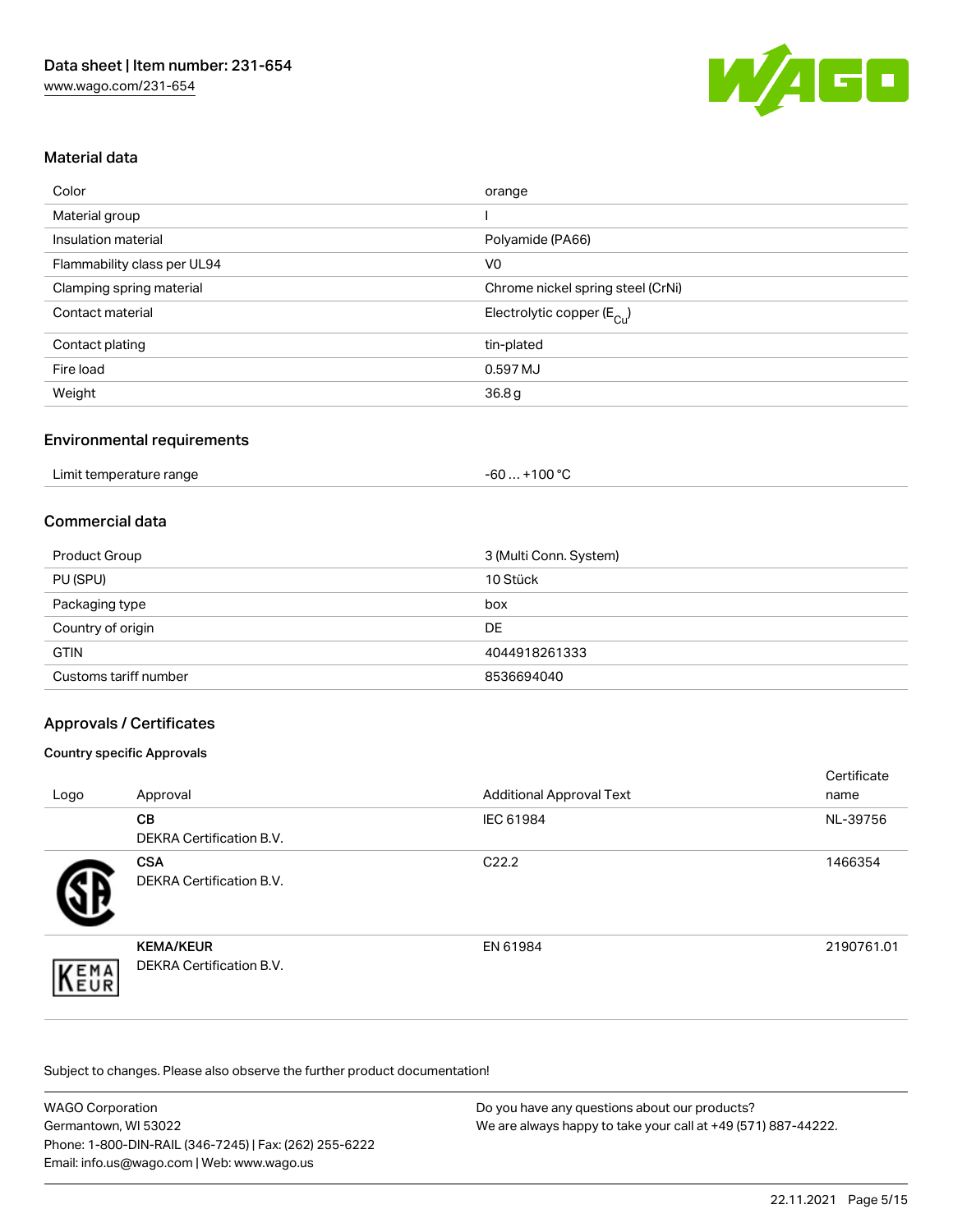## Material data

| | |
|---|---|
| Color | orange |
| Material group | I |
| Insulation material | Polyamide (PA66) |
| Flammability class per UL94 | V0 |
| Clamping spring material | Chrome nickel spring steel (CrNi) |
| Contact material | Electrolytic copper ($E_{Cu}$) |
| Contact plating | tin-plated |
| Fire load | 0.597 MJ |
| Weight | 36.8 g |

## Environmental requirements

| | |
|---|---|
| Limit temperature range | -60 … +100 °C |

## Commercial data

| | |
|---|---|
| Product Group | 3 (Multi Conn. System) |
| PU (SPU) | 10 Stück |
| Packaging type | box |
| Country of origin | DE |
| GTIN | 4044918261333 |
| Customs tariff number | 8536694040 |

## Approvals / Certificates

### Country specific Approvals

| Logo | Approval | Additional Approval Text | Certificate name |
|---|---|---|---|
| | **CB**<br>DEKRA Certification B.V. | IEC 61984 | NL-39756 |
| | **CSA**<br>DEKRA Certification B.V. | C22.2 | 1466354 |
| | **KEMA/KEUR**<br>DEKRA Certification B.V. | EN 61984 | 2190761.01 |

Subject to changes. Please also observe the further product documentation!

WAGO Corporation
Germantown, WI 53022
Phone: 1-800-DIN-RAIL (346-7245) | Fax: (262) 255-6222
Email: info.us@wago.com | Web: www.wago.us

Do you have any questions about our products?
We are always happy to take your call at +49 (571) 887-44222.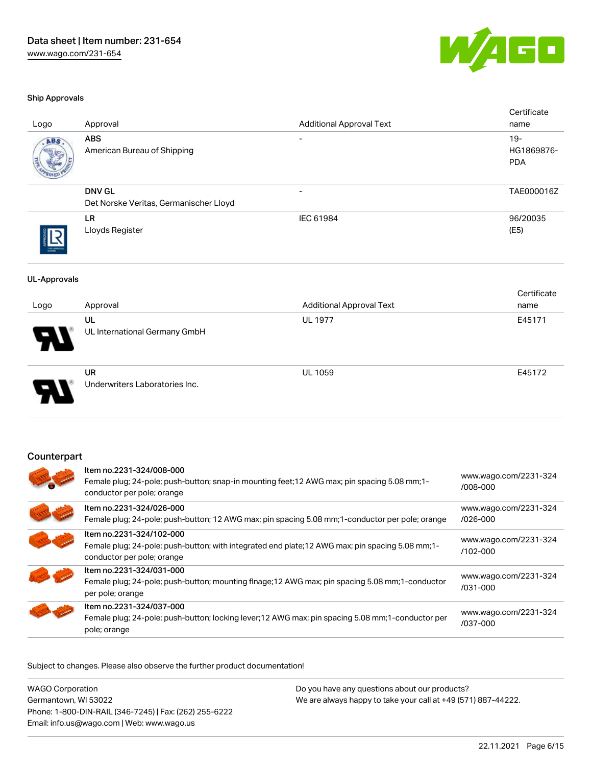### Ship Approvals

| Logo | Approval | Additional Approval Text | Certificate name |
| --- | --- | --- | --- |
| | **ABS**<br>American Bureau of Shipping | - | 19-HG1869876-PDA |
| | **DNV GL**<br>Det Norske Veritas, Germanischer Lloyd | - | TAE000016Z |
| | **LR**<br>Lloyds Register | IEC 61984 | 96/20035 (E5) |

### UL-Approvals

| Logo | Approval | Additional Approval Text | Certificate name |
| --- | --- | --- | --- |
| | **UL**<br>UL International Germany GmbH | UL 1977 | E45171 |
| | **UR**<br>Underwriters Laboratories Inc. | UL 1059 | E45172 |

## Counterpart

| Item | Link |
| --- | --- |
| **Item no.2231-324/008-000**<br>Female plug; 24-pole; push-button; snap-in mounting feet;12 AWG max; pin spacing 5.08 mm;1-conductor per pole; orange | www.wago.com/2231-324/008-000 |
| **Item no.2231-324/026-000**<br>Female plug; 24-pole; push-button; 12 AWG max; pin spacing 5.08 mm;1-conductor per pole; orange | www.wago.com/2231-324/026-000 |
| **Item no.2231-324/102-000**<br>Female plug; 24-pole; push-button; with integrated end plate;12 AWG max; pin spacing 5.08 mm;1-conductor per pole; orange | www.wago.com/2231-324/102-000 |
| **Item no.2231-324/031-000**<br>Female plug; 24-pole; push-button; mounting flnage;12 AWG max; pin spacing 5.08 mm;1-conductor per pole; orange | www.wago.com/2231-324/031-000 |
| **Item no.2231-324/037-000**<br>Female plug; 24-pole; push-button; locking lever;12 AWG max; pin spacing 5.08 mm;1-conductor per pole; orange | www.wago.com/2231-324/037-000 |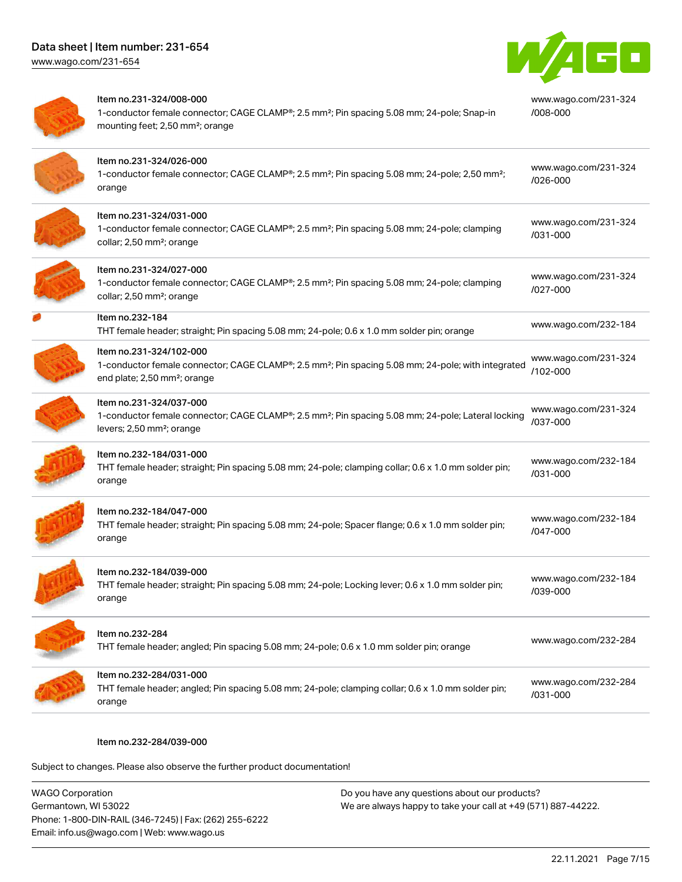| Item | Description | Link |
| --- | --- | --- |
| Item no.231-324/008-000 | 1-conductor female connector; CAGE CLAMP®; 2.5 mm²; Pin spacing 5.08 mm; 24-pole; Snap-in mounting feet; 2,50 mm²; orange | www.wago.com/231-324/008-000 |
| Item no.231-324/026-000 | 1-conductor female connector; CAGE CLAMP®; 2.5 mm²; Pin spacing 5.08 mm; 24-pole; 2,50 mm²; orange | www.wago.com/231-324/026-000 |
| Item no.231-324/031-000 | 1-conductor female connector; CAGE CLAMP®; 2.5 mm²; Pin spacing 5.08 mm; 24-pole; clamping collar; 2,50 mm²; orange | www.wago.com/231-324/031-000 |
| Item no.231-324/027-000 | 1-conductor female connector; CAGE CLAMP®; 2.5 mm²; Pin spacing 5.08 mm; 24-pole; clamping collar; 2,50 mm²; orange | www.wago.com/231-324/027-000 |
| Item no.232-184 | THT female header; straight; Pin spacing 5.08 mm; 24-pole; 0.6 x 1.0 mm solder pin; orange | www.wago.com/232-184 |
| Item no.231-324/102-000 | 1-conductor female connector; CAGE CLAMP®; 2.5 mm²; Pin spacing 5.08 mm; 24-pole; with integrated end plate; 2,50 mm²; orange | www.wago.com/231-324/102-000 |
| Item no.231-324/037-000 | 1-conductor female connector; CAGE CLAMP®; 2.5 mm²; Pin spacing 5.08 mm; 24-pole; Lateral locking levers; 2,50 mm²; orange | www.wago.com/231-324/037-000 |
| Item no.232-184/031-000 | THT female header; straight; Pin spacing 5.08 mm; 24-pole; clamping collar; 0.6 x 1.0 mm solder pin; orange | www.wago.com/232-184/031-000 |
| Item no.232-184/047-000 | THT female header; straight; Pin spacing 5.08 mm; 24-pole; Spacer flange; 0.6 x 1.0 mm solder pin; orange | www.wago.com/232-184/047-000 |
| Item no.232-184/039-000 | THT female header; straight; Pin spacing 5.08 mm; 24-pole; Locking lever; 0.6 x 1.0 mm solder pin; orange | www.wago.com/232-184/039-000 |
| Item no.232-284 | THT female header; angled; Pin spacing 5.08 mm; 24-pole; 0.6 x 1.0 mm solder pin; orange | www.wago.com/232-284 |
| Item no.232-284/031-000 | THT female header; angled; Pin spacing 5.08 mm; 24-pole; clamping collar; 0.6 x 1.0 mm solder pin; orange | www.wago.com/232-284/031-000 |

Item no.232-284/039-000

Subject to changes. Please also observe the further product documentation!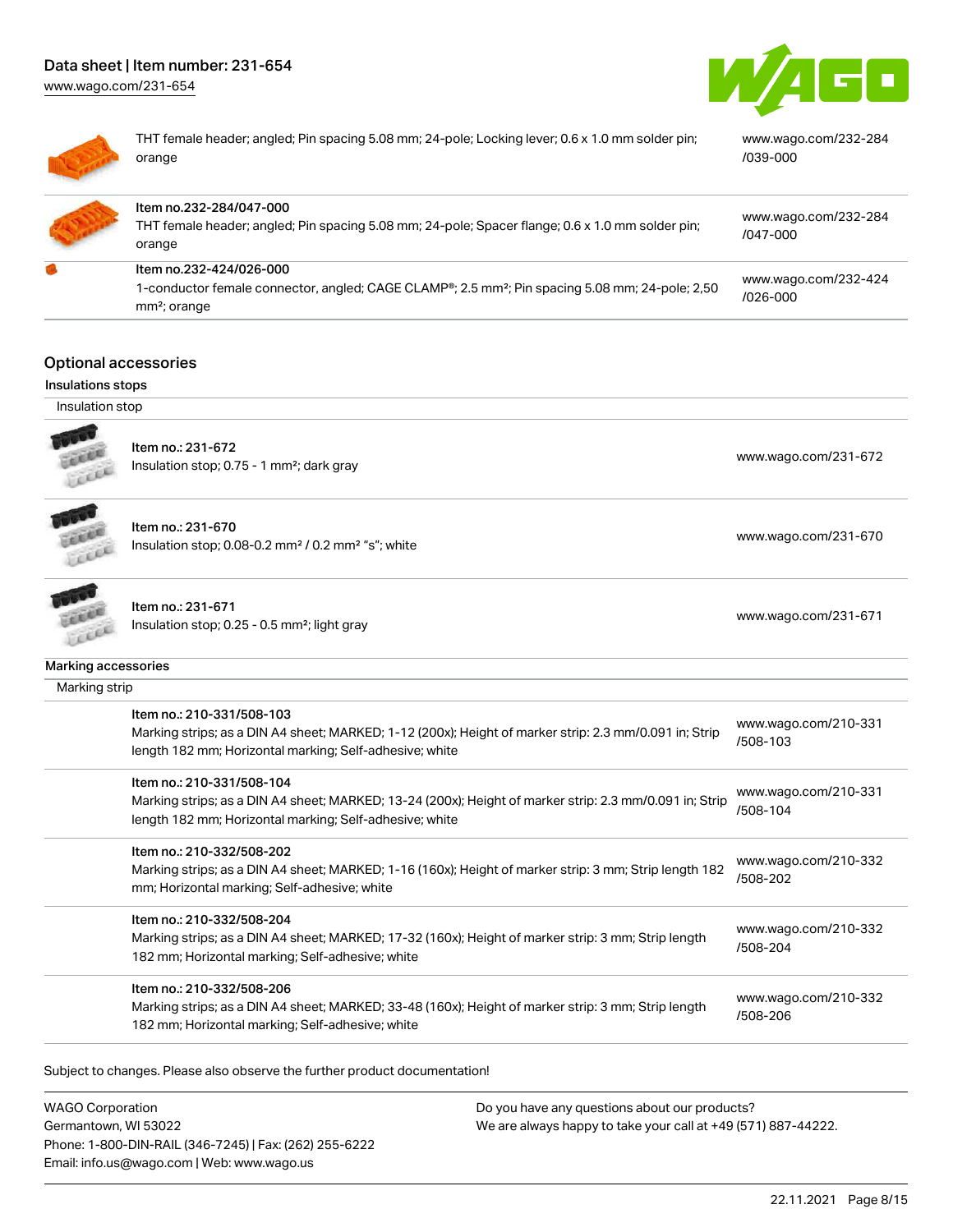| | |
|---|---|
| THT female header; angled; Pin spacing 5.08 mm; 24-pole; Locking lever; 0.6 x 1.0 mm solder pin; orange | www.wago.com/232-284/039-000 |
| Item no.232-284/047-000<br>THT female header; angled; Pin spacing 5.08 mm; 24-pole; Spacer flange; 0.6 x 1.0 mm solder pin; orange | www.wago.com/232-284/047-000 |
| Item no.232-424/026-000<br>1-conductor female connector, angled; CAGE CLAMP®; 2.5 mm²; Pin spacing 5.08 mm; 24-pole; 2,50 mm²; orange | www.wago.com/232-424/026-000 |

## Optional accessories

### Insulations stops

Insulation stop

| | |
|---|---|
| Item no.: 231-672<br>Insulation stop; 0.75 - 1 mm²; dark gray | www.wago.com/231-672 |
| Item no.: 231-670<br>Insulation stop; 0.08-0.2 mm² / 0.2 mm² "s"; white | www.wago.com/231-670 |
| Item no.: 231-671<br>Insulation stop; 0.25 - 0.5 mm²; light gray | www.wago.com/231-671 |

### Marking accessories

Marking strip

| | |
|---|---|
| Item no.: 210-331/508-103<br>Marking strips; as a DIN A4 sheet; MARKED; 1-12 (200x); Height of marker strip: 2.3 mm/0.091 in; Strip length 182 mm; Horizontal marking; Self-adhesive; white | www.wago.com/210-331/508-103 |
| Item no.: 210-331/508-104<br>Marking strips; as a DIN A4 sheet; MARKED; 13-24 (200x); Height of marker strip: 2.3 mm/0.091 in; Strip length 182 mm; Horizontal marking; Self-adhesive; white | www.wago.com/210-331/508-104 |
| Item no.: 210-332/508-202<br>Marking strips; as a DIN A4 sheet; MARKED; 1-16 (160x); Height of marker strip: 3 mm; Strip length 182 mm; Horizontal marking; Self-adhesive; white | www.wago.com/210-332/508-202 |
| Item no.: 210-332/508-204<br>Marking strips; as a DIN A4 sheet; MARKED; 17-32 (160x); Height of marker strip: 3 mm; Strip length 182 mm; Horizontal marking; Self-adhesive; white | www.wago.com/210-332/508-204 |
| Item no.: 210-332/508-206<br>Marking strips; as a DIN A4 sheet; MARKED; 33-48 (160x); Height of marker strip: 3 mm; Strip length 182 mm; Horizontal marking; Self-adhesive; white | www.wago.com/210-332/508-206 |

Subject to changes. Please also observe the further product documentation!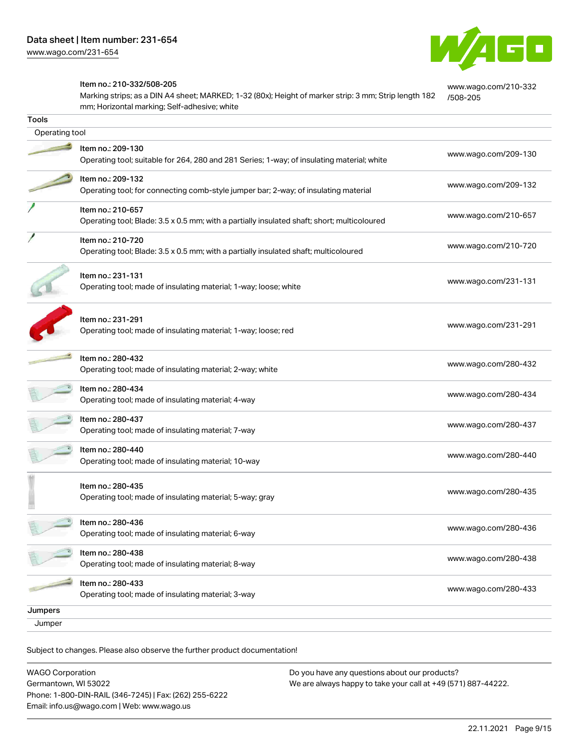| | | |
|---|---|---|
| | Item no.: 210-332/508-205<br>Marking strips; as a DIN A4 sheet; MARKED; 1-32 (80x); Height of marker strip: 3 mm; Strip length 182 mm; Horizontal marking; Self-adhesive; white | www.wago.com/210-332/508-205 |

**Tools**

Operating tool

| | | |
|---|---|---|
| | Item no.: 209-130<br>Operating tool; suitable for 264, 280 and 281 Series; 1-way; of insulating material; white | www.wago.com/209-130 |
| | Item no.: 209-132<br>Operating tool; for connecting comb-style jumper bar; 2-way; of insulating material | www.wago.com/209-132 |
| | Item no.: 210-657<br>Operating tool; Blade: 3.5 x 0.5 mm; with a partially insulated shaft; short; multicoloured | www.wago.com/210-657 |
| | Item no.: 210-720<br>Operating tool; Blade: 3.5 x 0.5 mm; with a partially insulated shaft; multicoloured | www.wago.com/210-720 |
| | Item no.: 231-131<br>Operating tool; made of insulating material; 1-way; loose; white | www.wago.com/231-131 |
| | Item no.: 231-291<br>Operating tool; made of insulating material; 1-way; loose; red | www.wago.com/231-291 |
| | Item no.: 280-432<br>Operating tool; made of insulating material; 2-way; white | www.wago.com/280-432 |
| | Item no.: 280-434<br>Operating tool; made of insulating material; 4-way | www.wago.com/280-434 |
| | Item no.: 280-437<br>Operating tool; made of insulating material; 7-way | www.wago.com/280-437 |
| | Item no.: 280-440<br>Operating tool; made of insulating material; 10-way | www.wago.com/280-440 |
| | Item no.: 280-435<br>Operating tool; made of insulating material; 5-way; gray | www.wago.com/280-435 |
| | Item no.: 280-436<br>Operating tool; made of insulating material; 6-way | www.wago.com/280-436 |
| | Item no.: 280-438<br>Operating tool; made of insulating material; 8-way | www.wago.com/280-438 |
| | Item no.: 280-433<br>Operating tool; made of insulating material; 3-way | www.wago.com/280-433 |

**Jumpers**

Jumper

Subject to changes. Please also observe the further product documentation!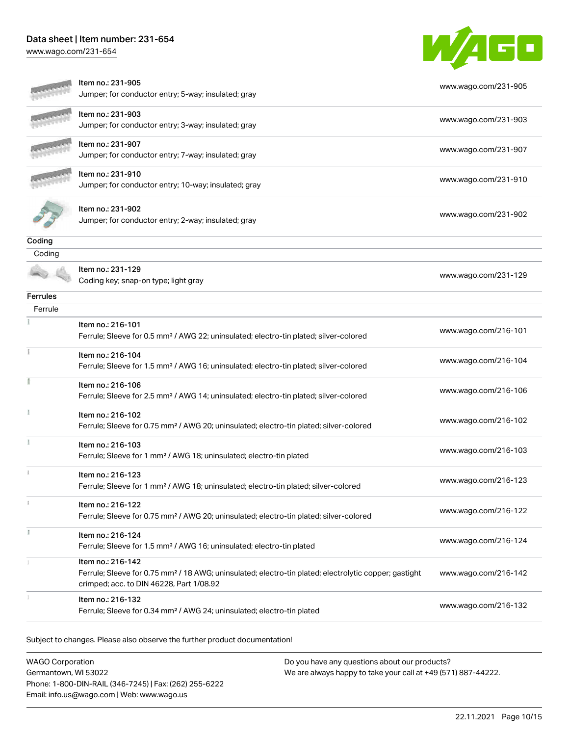| | | |
|---|---|---|
| | Item no.: 231-905<br>Jumper; for conductor entry; 5-way; insulated; gray | www.wago.com/231-905 |
| | Item no.: 231-903<br>Jumper; for conductor entry; 3-way; insulated; gray | www.wago.com/231-903 |
| | Item no.: 231-907<br>Jumper; for conductor entry; 7-way; insulated; gray | www.wago.com/231-907 |
| | Item no.: 231-910<br>Jumper; for conductor entry; 10-way; insulated; gray | www.wago.com/231-910 |
| | Item no.: 231-902<br>Jumper; for conductor entry; 2-way; insulated; gray | www.wago.com/231-902 |

**Coding**

Coding

| | | |
|---|---|---|
| | Item no.: 231-129<br>Coding key; snap-on type; light gray | www.wago.com/231-129 |

**Ferrules**

Ferrule

| | | |
|---|---|---|
| | Item no.: 216-101<br>Ferrule; Sleeve for 0.5 mm² / AWG 22; uninsulated; electro-tin plated; silver-colored | www.wago.com/216-101 |
| | Item no.: 216-104<br>Ferrule; Sleeve for 1.5 mm² / AWG 16; uninsulated; electro-tin plated; silver-colored | www.wago.com/216-104 |
| | Item no.: 216-106<br>Ferrule; Sleeve for 2.5 mm² / AWG 14; uninsulated; electro-tin plated; silver-colored | www.wago.com/216-106 |
| | Item no.: 216-102<br>Ferrule; Sleeve for 0.75 mm² / AWG 20; uninsulated; electro-tin plated; silver-colored | www.wago.com/216-102 |
| | Item no.: 216-103<br>Ferrule; Sleeve for 1 mm² / AWG 18; uninsulated; electro-tin plated | www.wago.com/216-103 |
| | Item no.: 216-123<br>Ferrule; Sleeve for 1 mm² / AWG 18; uninsulated; electro-tin plated; silver-colored | www.wago.com/216-123 |
| | Item no.: 216-122<br>Ferrule; Sleeve for 0.75 mm² / AWG 20; uninsulated; electro-tin plated; silver-colored | www.wago.com/216-122 |
| | Item no.: 216-124<br>Ferrule; Sleeve for 1.5 mm² / AWG 16; uninsulated; electro-tin plated | www.wago.com/216-124 |
| | Item no.: 216-142<br>Ferrule; Sleeve for 0.75 mm² / 18 AWG; uninsulated; electro-tin plated; electrolytic copper; gastight crimped; acc. to DIN 46228, Part 1/08.92 | www.wago.com/216-142 |
| | Item no.: 216-132<br>Ferrule; Sleeve for 0.34 mm² / AWG 24; uninsulated; electro-tin plated | www.wago.com/216-132 |

Subject to changes. Please also observe the further product documentation!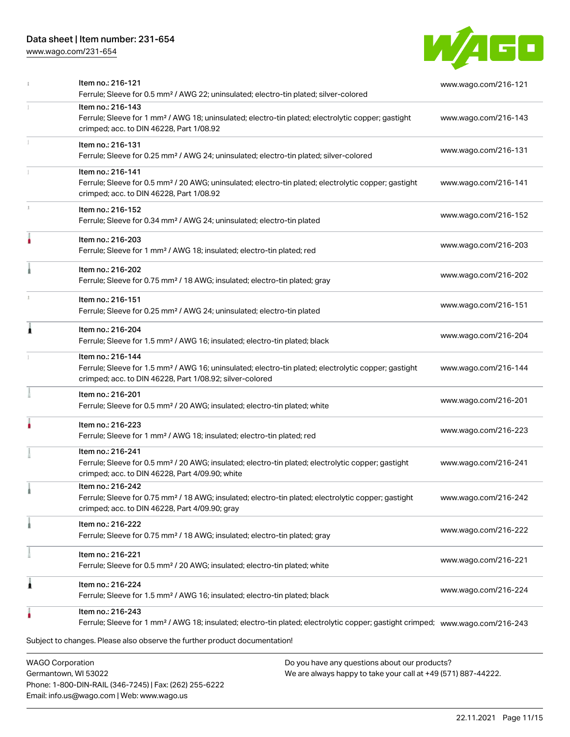| | | |
|---|---|---|
| | Item no.: 216-121<br>Ferrule; Sleeve for 0.5 mm² / AWG 22; uninsulated; electro-tin plated; silver-colored | www.wago.com/216-121 |
| | Item no.: 216-143<br>Ferrule; Sleeve for 1 mm² / AWG 18; uninsulated; electro-tin plated; electrolytic copper; gastight crimped; acc. to DIN 46228, Part 1/08.92 | www.wago.com/216-143 |
| | Item no.: 216-131<br>Ferrule; Sleeve for 0.25 mm² / AWG 24; uninsulated; electro-tin plated; silver-colored | www.wago.com/216-131 |
| | Item no.: 216-141<br>Ferrule; Sleeve for 0.5 mm² / 20 AWG; uninsulated; electro-tin plated; electrolytic copper; gastight crimped; acc. to DIN 46228, Part 1/08.92 | www.wago.com/216-141 |
| | Item no.: 216-152<br>Ferrule; Sleeve for 0.34 mm² / AWG 24; uninsulated; electro-tin plated | www.wago.com/216-152 |
| | Item no.: 216-203<br>Ferrule; Sleeve for 1 mm² / AWG 18; insulated; electro-tin plated; red | www.wago.com/216-203 |
| | Item no.: 216-202<br>Ferrule; Sleeve for 0.75 mm² / 18 AWG; insulated; electro-tin plated; gray | www.wago.com/216-202 |
| | Item no.: 216-151<br>Ferrule; Sleeve for 0.25 mm² / AWG 24; uninsulated; electro-tin plated | www.wago.com/216-151 |
| | Item no.: 216-204<br>Ferrule; Sleeve for 1.5 mm² / AWG 16; insulated; electro-tin plated; black | www.wago.com/216-204 |
| | Item no.: 216-144<br>Ferrule; Sleeve for 1.5 mm² / AWG 16; uninsulated; electro-tin plated; electrolytic copper; gastight crimped; acc. to DIN 46228, Part 1/08.92; silver-colored | www.wago.com/216-144 |
| | Item no.: 216-201<br>Ferrule; Sleeve for 0.5 mm² / 20 AWG; insulated; electro-tin plated; white | www.wago.com/216-201 |
| | Item no.: 216-223<br>Ferrule; Sleeve for 1 mm² / AWG 18; insulated; electro-tin plated; red | www.wago.com/216-223 |
| | Item no.: 216-241<br>Ferrule; Sleeve for 0.5 mm² / 20 AWG; insulated; electro-tin plated; electrolytic copper; gastight crimped; acc. to DIN 46228, Part 4/09.90; white | www.wago.com/216-241 |
| | Item no.: 216-242<br>Ferrule; Sleeve for 0.75 mm² / 18 AWG; insulated; electro-tin plated; electrolytic copper; gastight crimped; acc. to DIN 46228, Part 4/09.90; gray | www.wago.com/216-242 |
| | Item no.: 216-222<br>Ferrule; Sleeve for 0.75 mm² / 18 AWG; insulated; electro-tin plated; gray | www.wago.com/216-222 |
| | Item no.: 216-221<br>Ferrule; Sleeve for 0.5 mm² / 20 AWG; insulated; electro-tin plated; white | www.wago.com/216-221 |
| | Item no.: 216-224<br>Ferrule; Sleeve for 1.5 mm² / AWG 16; insulated; electro-tin plated; black | www.wago.com/216-224 |
| | Item no.: 216-243<br>Ferrule; Sleeve for 1 mm² / AWG 18; insulated; electro-tin plated; electrolytic copper; gastight crimped; | www.wago.com/216-243 |

Subject to changes. Please also observe the further product documentation!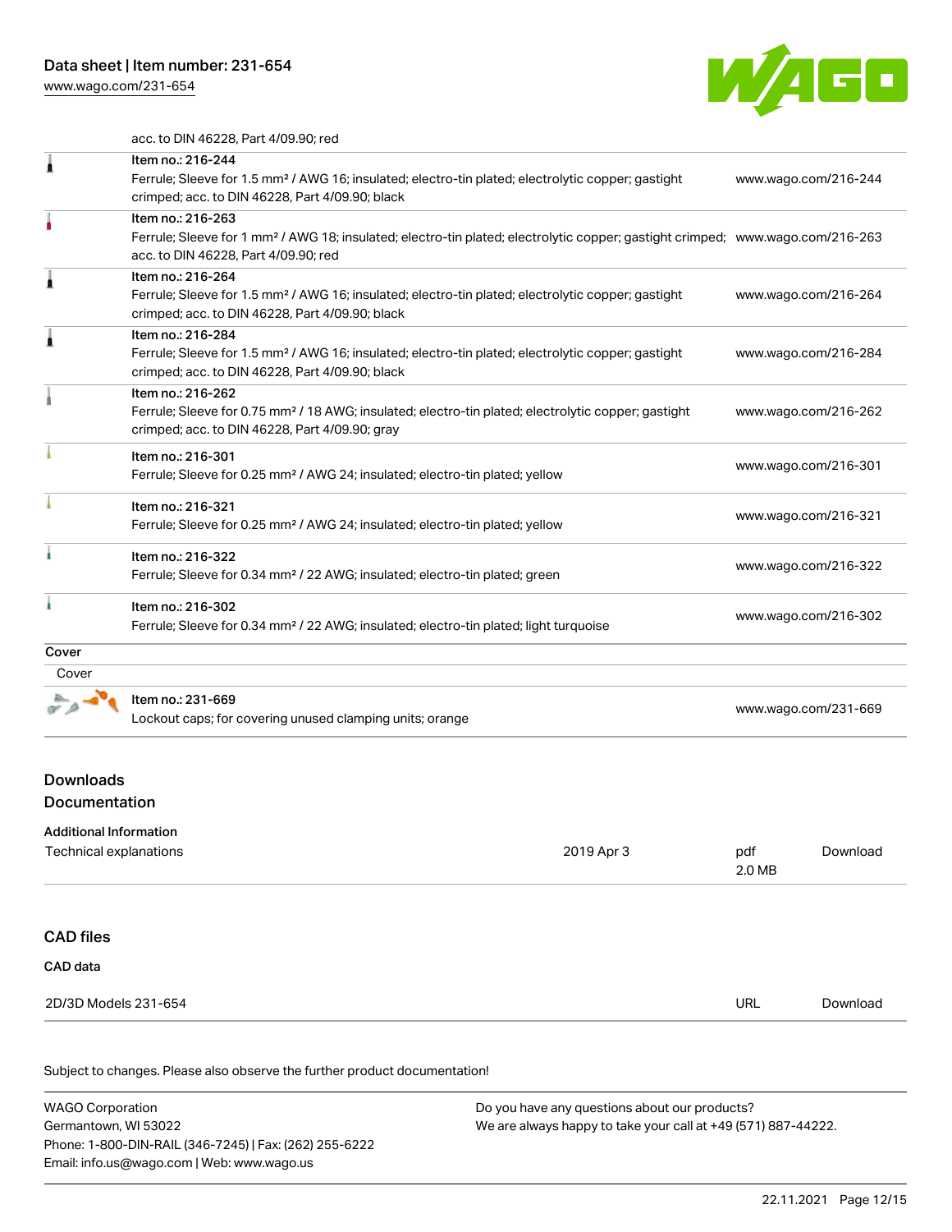acc. to DIN 46228, Part 4/09.90; red

| | | |
|---|---|---|
| | Item no.: 216-244<br>Ferrule; Sleeve for 1.5 mm² / AWG 16; insulated; electro-tin plated; electrolytic copper; gastight crimped; acc. to DIN 46228, Part 4/09.90; black | www.wago.com/216-244 |
| | Item no.: 216-263<br>Ferrule; Sleeve for 1 mm² / AWG 18; insulated; electro-tin plated; electrolytic copper; gastight crimped; acc. to DIN 46228, Part 4/09.90; red | www.wago.com/216-263 |
| | Item no.: 216-264<br>Ferrule; Sleeve for 1.5 mm² / AWG 16; insulated; electro-tin plated; electrolytic copper; gastight crimped; acc. to DIN 46228, Part 4/09.90; black | www.wago.com/216-264 |
| | Item no.: 216-284<br>Ferrule; Sleeve for 1.5 mm² / AWG 16; insulated; electro-tin plated; electrolytic copper; gastight crimped; acc. to DIN 46228, Part 4/09.90; black | www.wago.com/216-284 |
| | Item no.: 216-262<br>Ferrule; Sleeve for 0.75 mm² / 18 AWG; insulated; electro-tin plated; electrolytic copper; gastight crimped; acc. to DIN 46228, Part 4/09.90; gray | www.wago.com/216-262 |
| | Item no.: 216-301<br>Ferrule; Sleeve for 0.25 mm² / AWG 24; insulated; electro-tin plated; yellow | www.wago.com/216-301 |
| | Item no.: 216-321<br>Ferrule; Sleeve for 0.25 mm² / AWG 24; insulated; electro-tin plated; yellow | www.wago.com/216-321 |
| | Item no.: 216-322<br>Ferrule; Sleeve for 0.34 mm² / 22 AWG; insulated; electro-tin plated; green | www.wago.com/216-322 |
| | Item no.: 216-302<br>Ferrule; Sleeve for 0.34 mm² / 22 AWG; insulated; electro-tin plated; light turquoise | www.wago.com/216-302 |

**Cover**

Cover

| | | |
|---|---|---|
| | Item no.: 231-669<br>Lockout caps; for covering unused clamping units; orange | www.wago.com/231-669 |

## Downloads

### Documentation

**Additional Information**

| | | | |
|---|---|---|---|
| Technical explanations | 2019 Apr 3 | pdf<br>2.0 MB | Download |

## CAD files

**CAD data**

| | | |
|---|---|---|
| 2D/3D Models 231-654 | URL | Download |

Subject to changes. Please also observe the further product documentation!

WAGO Corporation
Germantown, WI 53022
Phone: 1-800-DIN-RAIL (346-7245) | Fax: (262) 255-6222
Email: info.us@wago.com | Web: www.wago.us

Do you have any questions about our products?
We are always happy to take your call at +49 (571) 887-44222.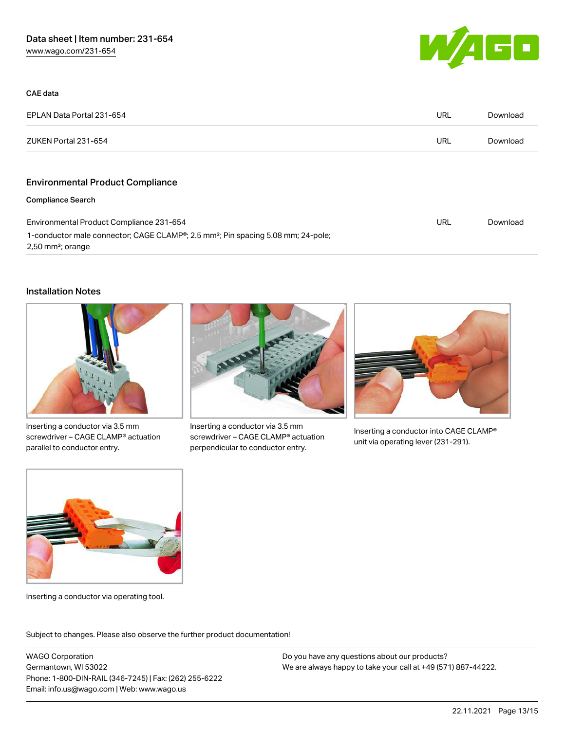### CAE data

| | | |
|---|---|---|
| EPLAN Data Portal 231-654 | URL | Download |
| ZUKEN Portal 231-654 | URL | Download |

## Environmental Product Compliance

### Compliance Search

| | | |
|---|---|---|
| Environmental Product Compliance 231-654<br>1-conductor male connector; CAGE CLAMP®; 2.5 mm²; Pin spacing 5.08 mm; 24-pole; 2,50 mm²; orange | URL | Download |

## Installation Notes

Inserting a conductor via 3.5 mm screwdriver – CAGE CLAMP® actuation parallel to conductor entry.

Inserting a conductor via 3.5 mm screwdriver – CAGE CLAMP® actuation perpendicular to conductor entry.

Inserting a conductor into CAGE CLAMP® unit via operating lever (231-291).

Inserting a conductor via operating tool.

Subject to changes. Please also observe the further product documentation!

WAGO Corporation
Germantown, WI 53022
Phone: 1-800-DIN-RAIL (346-7245) | Fax: (262) 255-6222
Email: info.us@wago.com | Web: www.wago.us

Do you have any questions about our products?
We are always happy to take your call at +49 (571) 887-44222.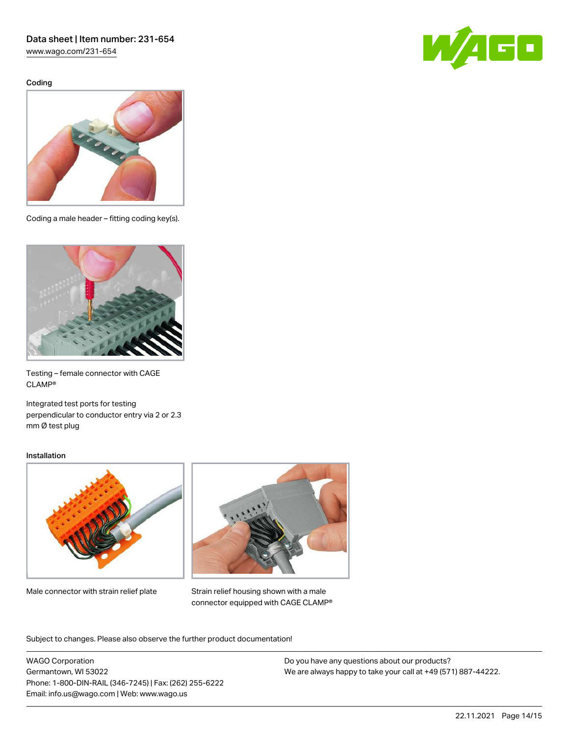### Coding

Coding a male header – fitting coding key(s).

Testing – female connector with CAGE CLAMP®

Integrated test ports for testing perpendicular to conductor entry via 2 or 2.3 mm Ø test plug

### Installation

Male connector with strain relief plate

Strain relief housing shown with a male connector equipped with CAGE CLAMP®

Subject to changes. Please also observe the further product documentation!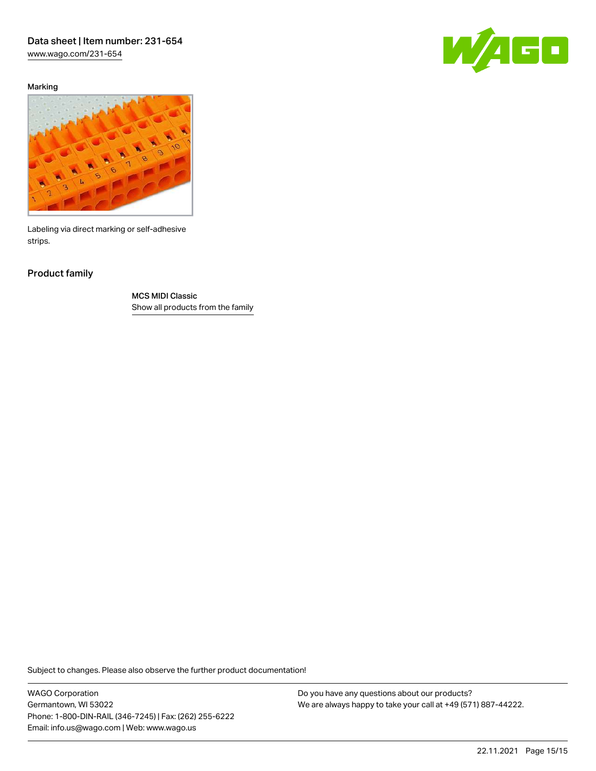Marking

Labeling via direct marking or self-adhesive strips.

## Product family

MCS MIDI Classic
Show all products from the family

Subject to changes. Please also observe the further product documentation!

WAGO Corporation
Germantown, WI 53022
Phone: 1-800-DIN-RAIL (346-7245) | Fax: (262) 255-6222
Email: info.us@wago.com | Web: www.wago.us

Do you have any questions about our products?
We are always happy to take your call at +49 (571) 887-44222.